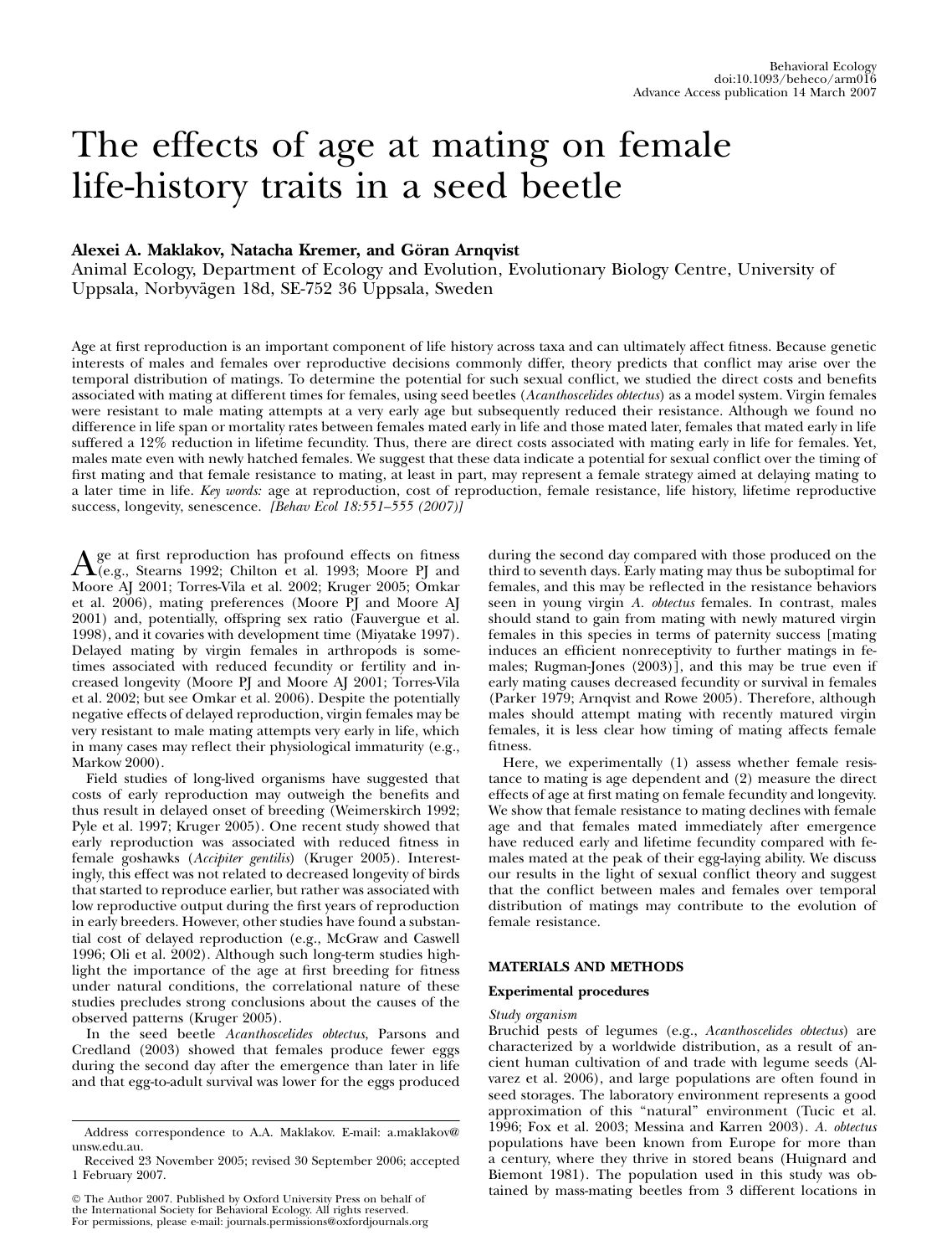# The effects of age at mating on female life-history traits in a seed beetle

**Alexei A. Maklakov, Natacha Kremer, and Göran Arnqvist**

Animal Ecology, Department of Ecology and Evolution, Evolutionary Biology Centre, University of Uppsala, Norbyvägen 18d, SE-752 36 Uppsala, Sweden

Age at first reproduction is an important component of life history across taxa and can ultimately affect fitness. Because genetic interests of males and females over reproductive decisions commonly differ, theory predicts that conflict may arise over the temporal distribution of matings. To determine the potential for such sexual conflict, we studied the direct costs and benefits associated with mating at different times for females, using seed beetles (*Acanthoscelides obtectus*) as a model system. Virgin females were resistant to male mating attempts at a very early age but subsequently reduced their resistance. Although we found no difference in life span or mortality rates between females mated early in life and those mated later, females that mated early in life suffered a 12% reduction in lifetime fecundity. Thus, there are direct costs associated with mating early in life for females. Yet, males mate even with newly hatched females. We suggest that these data indicate a potential for sexual conflict over the timing of first mating and that female resistance to mating, at least in part, may represent a female strategy aimed at delaying mating to a later time in life. *Key words:* age at reproduction, cost of reproduction, female resistance, life history, lifetime reproductive success, longevity, senescence. *[Behav Ecol 18:551–555 (2007)]*

Age at first reproduction has profound effects on fitness (e.g., Stearns 1992; Chilton et al. 1993; Moore PJ and Moore AJ 2001; Torres-Vila et al. 2002; Kruger 2005; Omkar et al. 2006), mating preferences (Moore PJ and Moore AJ 2001) and, potentially, offspring sex ratio (Fauvergue et al. 1998), and it covaries with development time (Miyatake 1997). Delayed mating by virgin females in arthropods is sometimes associated with reduced fecundity or fertility and increased longevity (Moore PJ and Moore AJ 2001; Torres-Vila et al. 2002; but see Omkar et al. 2006). Despite the potentially negative effects of delayed reproduction, virgin females may be very resistant to male mating attempts very early in life, which in many cases may reflect their physiological immaturity (e.g., Markow 2000).

Field studies of long-lived organisms have suggested that costs of early reproduction may outweigh the benefits and thus result in delayed onset of breeding (Weimerskirch 1992; Pyle et al. 1997; Kruger 2005). One recent study showed that early reproduction was associated with reduced fitness in female goshawks (*Accipiter gentilis*) (Kruger 2005). Interestingly, this effect was not related to decreased longevity of birds that started to reproduce earlier, but rather was associated with low reproductive output during the first years of reproduction in early breeders. However, other studies have found a substantial cost of delayed reproduction (e.g., McGraw and Caswell 1996; Oli et al. 2002). Although such long-term studies highlight the importance of the age at first breeding for fitness under natural conditions, the correlational nature of these studies precludes strong conclusions about the causes of the observed patterns (Kruger 2005).

In the seed beetle *Acanthoscelides obtectus*, Parsons and Credland (2003) showed that females produce fewer eggs during the second day after the emergence than later in life and that egg-to-adult survival was lower for the eggs produced during the second day compared with those produced on the third to seventh days. Early mating may thus be suboptimal for females, and this may be reflected in the resistance behaviors seen in young virgin *A. obtectus* females. In contrast, males should stand to gain from mating with newly matured virgin females in this species in terms of paternity success [mating induces an efficient nonreceptivity to further matings in females; Rugman-Jones (2003)], and this may be true even if early mating causes decreased fecundity or survival in females (Parker 1979; Arnqvist and Rowe 2005). Therefore, although males should attempt mating with recently matured virgin females, it is less clear how timing of mating affects female fitness.

Here, we experimentally (1) assess whether female resistance to mating is age dependent and (2) measure the direct effects of age at first mating on female fecundity and longevity. We show that female resistance to mating declines with female age and that females mated immediately after emergence have reduced early and lifetime fecundity compared with females mated at the peak of their egg-laying ability. We discuss our results in the light of sexual conflict theory and suggest that the conflict between males and females over temporal distribution of matings may contribute to the evolution of female resistance.

## MATERIALS AND METHODS

### Experimental procedures

#### *Study organism*

Bruchid pests of legumes (e.g., *Acanthoscelides obtectus*) are characterized by a worldwide distribution, as a result of ancient human cultivation of and trade with legume seeds (Alvarez et al. 2006), and large populations are often found in seed storages. The laboratory environment represents a good approximation of this "natural" environment (Tucic et al. 1996; Fox et al. 2003; Messina and Karren 2003). *A. obtectus* populations have been known from Europe for more than a century, where they thrive in stored beans (Huignard and Biemont 1981). The population used in this study was obtained by mass-mating beetles from 3 different locations in

---

Address correspondence to A.A. Maklakov. E-mail: a.maklakov@unsw.edu.au.

Received 23 November 2005; revised 30 September 2006; accepted 1 February 2007.

© The Author 2007. Published by Oxford University Press on behalf of the International Society for Behavioral Ecology. All rights reserved. For permissions, please e-mail: journals.permissions@oxfordjournals.org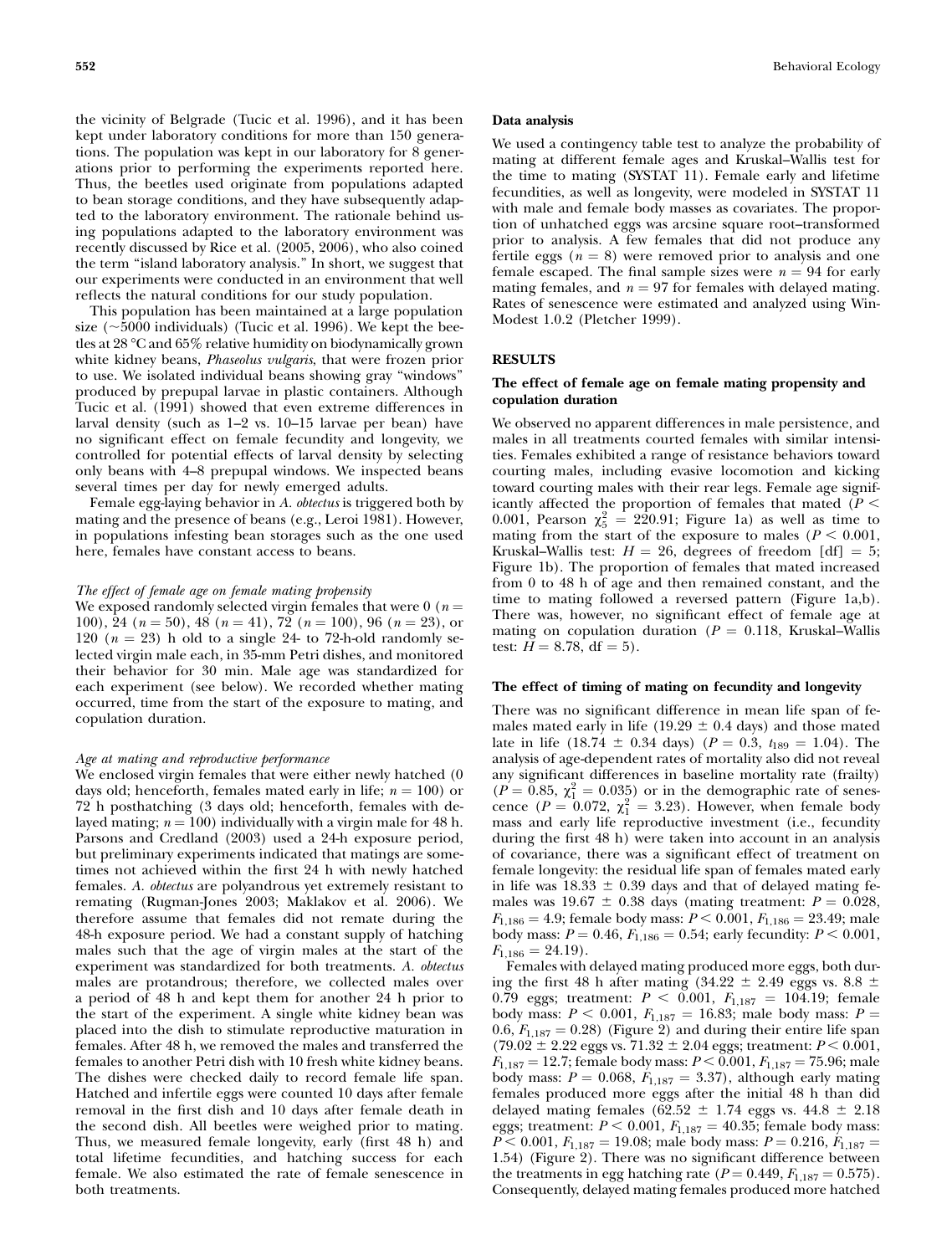the vicinity of Belgrade (Tucic et al. 1996), and it has been kept under laboratory conditions for more than 150 generations. The population was kept in our laboratory for 8 generations prior to performing the experiments reported here. Thus, the beetles used originate from populations adapted to bean storage conditions, and they have subsequently adapted to the laboratory environment. The rationale behind using populations adapted to the laboratory environment was recently discussed by Rice et al. (2005, 2006), who also coined the term "island laboratory analysis." In short, we suggest that our experiments were conducted in an environment that well reflects the natural conditions for our study population.

This population has been maintained at a large population size (~5000 individuals) (Tucic et al. 1996). We kept the beetles at 28 °C and 65% relative humidity on biodynamically grown white kidney beans, *Phaseolus vulgaris*, that were frozen prior to use. We isolated individual beans showing gray "windows" produced by prepupal larvae in plastic containers. Although Tucic et al. (1991) showed that even extreme differences in larval density (such as 1–2 vs. 10–15 larvae per bean) have no significant effect on female fecundity and longevity, we controlled for potential effects of larval density by selecting only beans with 4–8 prepupal windows. We inspected beans several times per day for newly emerged adults.

Female egg-laying behavior in *A. obtectus* is triggered both by mating and the presence of beans (e.g., Leroi 1981). However, in populations infesting bean storages such as the one used here, females have constant access to beans.

#### *The effect of female age on female mating propensity*

We exposed randomly selected virgin females that were 0 ($n$ = 100), 24 ($n$ = 50), 48 ($n$ = 41), 72 ($n$ = 100), 96 ($n$ = 23), or 120 ($n$ = 23) h old to a single 24- to 72-h-old randomly selected virgin male each, in 35-mm Petri dishes, and monitored their behavior for 30 min. Male age was standardized for each experiment (see below). We recorded whether mating occurred, time from the start of the exposure to mating, and copulation duration.

#### *Age at mating and reproductive performance*

We enclosed virgin females that were either newly hatched (0 days old; henceforth, females mated early in life; $n$ = 100) or 72 h posthatching (3 days old; henceforth, females with delayed mating; $n$ = 100) individually with a virgin male for 48 h. Parsons and Credland (2003) used a 24-h exposure period, but preliminary experiments indicated that matings are sometimes not achieved within the first 24 h with newly hatched females. *A. obtectus* are polyandrous yet extremely resistant to remating (Rugman-Jones 2003; Maklakov et al. 2006). We therefore assume that females did not remate during the 48-h exposure period. We had a constant supply of hatching males such that the age of virgin males at the start of the experiment was standardized for both treatments. *A. obtectus* males are protandrous; therefore, we collected males over a period of 48 h and kept them for another 24 h prior to the start of the experiment. A single white kidney bean was placed into the dish to stimulate reproductive maturation in females. After 48 h, we removed the males and transferred the females to another Petri dish with 10 fresh white kidney beans. The dishes were checked daily to record female life span. Hatched and infertile eggs were counted 10 days after female removal in the first dish and 10 days after female death in the second dish. All beetles were weighed prior to mating. Thus, we measured female longevity, early (first 48 h) and total lifetime fecundities, and hatching success for each female. We also estimated the rate of female senescence in both treatments.

### Data analysis

We used a contingency table test to analyze the probability of mating at different female ages and Kruskal–Wallis test for the time to mating (SYSTAT 11). Female early and lifetime fecundities, as well as longevity, were modeled in SYSTAT 11 with male and female body masses as covariates. The proportion of unhatched eggs was arcsine square root–transformed prior to analysis. A few females that did not produce any fertile eggs ($n$ = 8) were removed prior to analysis and one female escaped. The final sample sizes were $n$ = 94 for early mating females, and $n$ = 97 for females with delayed mating. Rates of senescence were estimated and analyzed using WinModest 1.0.2 (Pletcher 1999).

## RESULTS

### The effect of female age on female mating propensity and copulation duration

We observed no apparent differences in male persistence, and males in all treatments courted females with similar intensities. Females exhibited a range of resistance behaviors toward courting males, including evasive locomotion and kicking toward courting males with their rear legs. Female age significantly affected the proportion of females that mated ($P$ < 0.001, Pearson $\chi^2_5$ = 220.91; Figure 1a) as well as time to mating from the start of the exposure to males ($P$ < 0.001, Kruskal–Wallis test: $H$ = 26, degrees of freedom [df] = 5; Figure 1b). The proportion of females that mated increased from 0 to 48 h of age and then remained constant, and the time to mating followed a reversed pattern (Figure 1a,b). There was, however, no significant effect of female age at mating on copulation duration ($P$ = 0.118, Kruskal–Wallis test: $H$ = 8.78, df = 5).

### The effect of timing of mating on fecundity and longevity

There was no significant difference in mean life span of females mated early in life (19.29 ± 0.4 days) and those mated late in life (18.74 ± 0.34 days) ($P$ = 0.3, $t_{189}$ = 1.04). The analysis of age-dependent rates of mortality also did not reveal any significant differences in baseline mortality rate (frailty) ($P$ = 0.85, $\chi^2_1$ = 0.035) or in the demographic rate of senescence ($P$ = 0.072, $\chi^2_1$ = 3.23). However, when female body mass and early life reproductive investment (i.e., fecundity during the first 48 h) were taken into account in an analysis of covariance, there was a significant effect of treatment on female longevity: the residual life span of females mated early in life was 18.33 ± 0.39 days and that of delayed mating females was 19.67 ± 0.38 days (mating treatment: $P$ = 0.028, $F_{1,186}$ = 4.9; female body mass: $P$ < 0.001, $F_{1,186}$ = 23.49; male body mass: $P$ = 0.46, $F_{1,186}$ = 0.54; early fecundity: $P$ < 0.001, $F_{1,186}$ = 24.19).

Females with delayed mating produced more eggs, both during the first 48 h after mating (34.22 ± 2.49 eggs vs. 8.8 ± 0.79 eggs; treatment: $P$ < 0.001, $F_{1,187}$ = 104.19; female body mass: $P$ < 0.001, $F_{1,187}$ = 16.83; male body mass: $P$ = 0.6, $F_{1,187}$ = 0.28) (Figure 2) and during their entire life span (79.02 ± 2.22 eggs vs. 71.32 ± 2.04 eggs; treatment: $P$ < 0.001, $F_{1,187}$ = 12.7; female body mass: $P$ < 0.001, $F_{1,187}$ = 75.96; male body mass: $P$ = 0.068, $F_{1,187}$ = 3.37), although early mating females produced more eggs after the initial 48 h than did delayed mating females (62.52 ± 1.74 eggs vs. 44.8 ± 2.18 eggs; treatment: $P$ < 0.001, $F_{1,187}$ = 40.35; female body mass: $P$ < 0.001, $F_{1,187}$ = 19.08; male body mass: $P$ = 0.216, $F_{1,187}$ = 1.54) (Figure 2). There was no significant difference between the treatments in egg hatching rate ($P$ = 0.449, $F_{1,187}$ = 0.575). Consequently, delayed mating females produced more hatched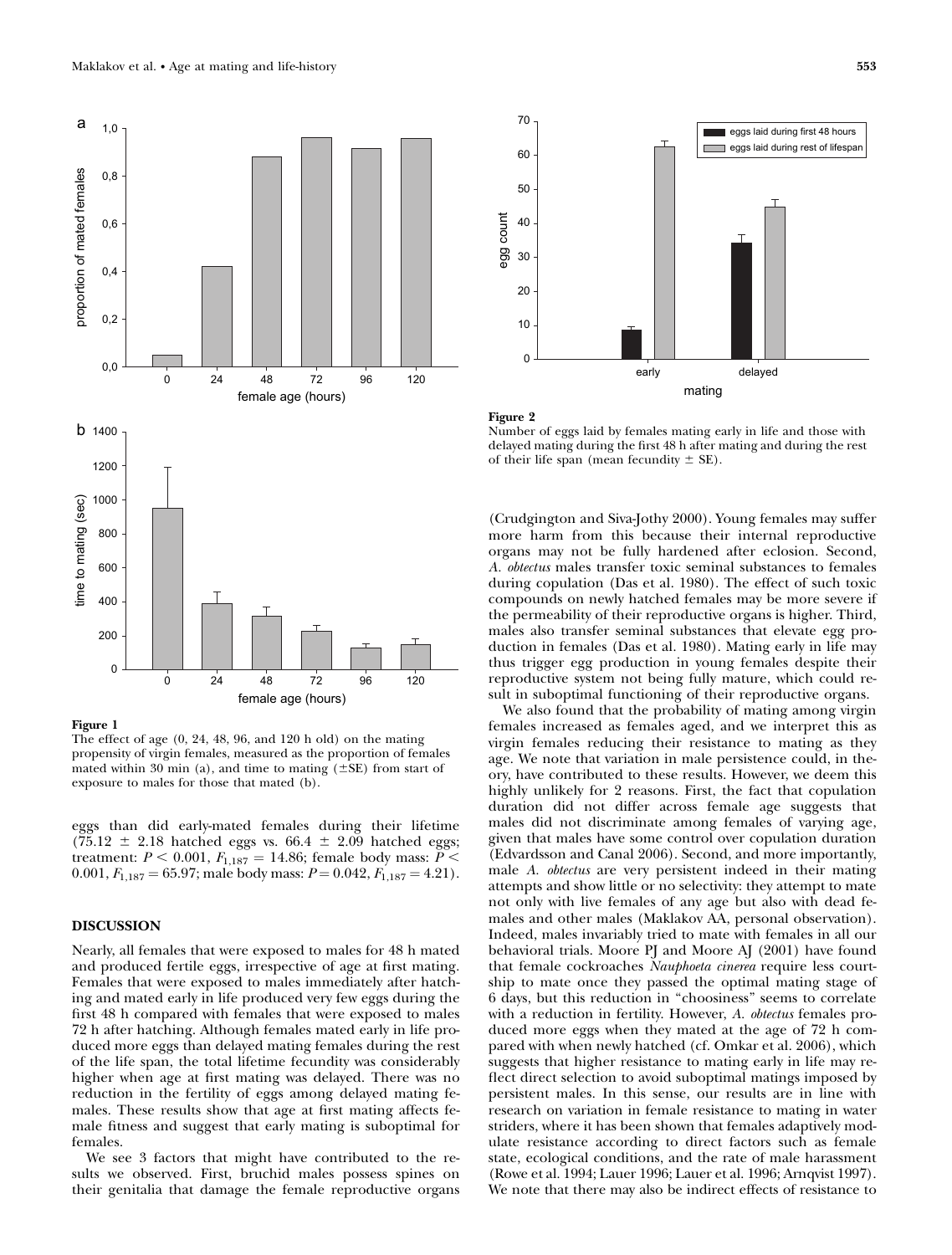**Figure 1**

The effect of age (0, 24, 48, 96, and 120 h old) on the mating propensity of virgin females, measured as the proportion of females mated within 30 min (a), and time to mating (±SE) from start of exposure to males for those that mated (b).

**Figure 2**

Number of eggs laid by females mating early in life and those with delayed mating during the first 48 h after mating and during the rest of their life span (mean fecundity ± SE).

eggs than did early-mated females during their lifetime (75.12 ± 2.18 hatched eggs vs. 66.4 ± 2.09 hatched eggs; treatment: $P < 0.001$, $F_{1,187} = 14.86$; female body mass: $P < 0.001$, $F_{1,187} = 65.97$; male body mass: $P = 0.042$, $F_{1,187} = 4.21$).

## DISCUSSION

Nearly, all females that were exposed to males for 48 h mated and produced fertile eggs, irrespective of age at first mating. Females that were exposed to males immediately after hatching and mated early in life produced very few eggs during the first 48 h compared with females that were exposed to males 72 h after hatching. Although females mated early in life produced more eggs than delayed mating females during the rest of the life span, the total lifetime fecundity was considerably higher when age at first mating was delayed. There was no reduction in the fertility of eggs among delayed mating females. These results show that age at first mating affects female fitness and suggest that early mating is suboptimal for females.

We see 3 factors that might have contributed to the results we observed. First, bruchid males possess spines on their genitalia that damage the female reproductive organs (Crudgington and Siva-Jothy 2000). Young females may suffer more harm from this because their internal reproductive organs may not be fully hardened after eclosion. Second, *A. obtectus* males transfer toxic seminal substances to females during copulation (Das et al. 1980). The effect of such toxic compounds on newly hatched females may be more severe if the permeability of their reproductive organs is higher. Third, males also transfer seminal substances that elevate egg production in females (Das et al. 1980). Mating early in life may thus trigger egg production in young females despite their reproductive system not being fully mature, which could result in suboptimal functioning of their reproductive organs.

We also found that the probability of mating among virgin females increased as females aged, and we interpret this as virgin females reducing their resistance to mating as they age. We note that variation in male persistence could, in theory, have contributed to these results. However, we deem this highly unlikely for 2 reasons. First, the fact that copulation duration did not differ across female age suggests that males did not discriminate among females of varying age, given that males have some control over copulation duration (Edvardsson and Canal 2006). Second, and more importantly, male *A. obtectus* are very persistent indeed in their mating attempts and show little or no selectivity: they attempt to mate not only with live females of any age but also with dead females and other males (Maklakov AA, personal observation). Indeed, males invariably tried to mate with females in all our behavioral trials. Moore PJ and Moore AJ (2001) have found that female cockroaches *Nauphoeta cinerea* require less courtship to mate once they passed the optimal mating stage of 6 days, but this reduction in "choosiness" seems to correlate with a reduction in fertility. However, *A. obtectus* females produced more eggs when they mated at the age of 72 h compared with when newly hatched (cf. Omkar et al. 2006), which suggests that higher resistance to mating early in life may reflect direct selection to avoid suboptimal matings imposed by persistent males. In this sense, our results are in line with research on variation in female resistance to mating in water striders, where it has been shown that females adaptively modulate resistance according to direct factors such as female state, ecological conditions, and the rate of male harassment (Rowe et al. 1994; Lauer 1996; Lauer et al. 1996; Arnqvist 1997). We note that there may also be indirect effects of resistance to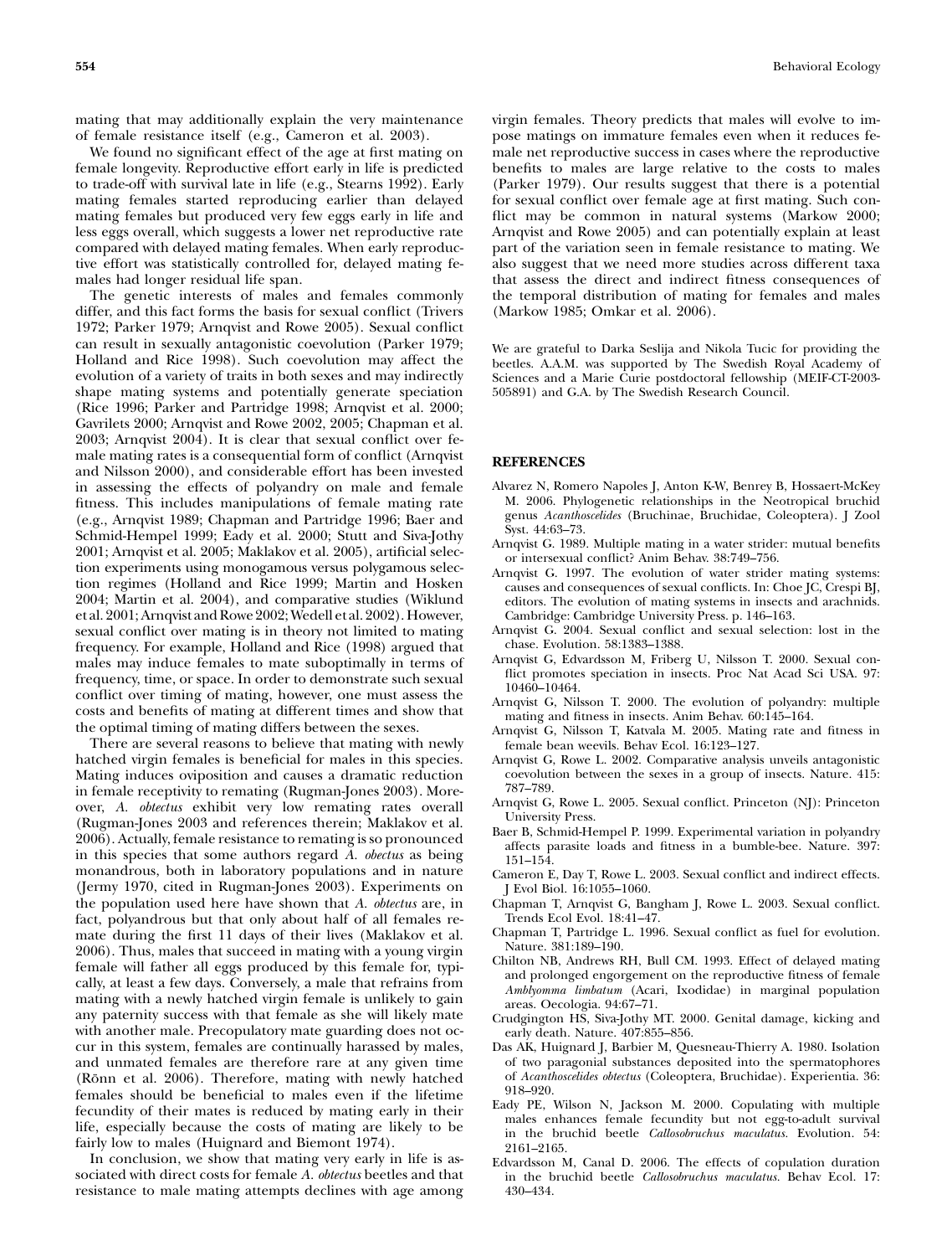mating that may additionally explain the very maintenance of female resistance itself (e.g., Cameron et al. 2003).

We found no significant effect of the age at first mating on female longevity. Reproductive effort early in life is predicted to trade-off with survival late in life (e.g., Stearns 1992). Early mating females started reproducing earlier than delayed mating females but produced very few eggs early in life and less eggs overall, which suggests a lower net reproductive rate compared with delayed mating females. When early reproductive effort was statistically controlled for, delayed mating females had longer residual life span.

The genetic interests of males and females commonly differ, and this fact forms the basis for sexual conflict (Trivers 1972; Parker 1979; Arnqvist and Rowe 2005). Sexual conflict can result in sexually antagonistic coevolution (Parker 1979; Holland and Rice 1998). Such coevolution may affect the evolution of a variety of traits in both sexes and may indirectly shape mating systems and potentially generate speciation (Rice 1996; Parker and Partridge 1998; Arnqvist et al. 2000; Gavrilets 2000; Arnqvist and Rowe 2002, 2005; Chapman et al. 2003; Arnqvist 2004). It is clear that sexual conflict over female mating rates is a consequential form of conflict (Arnqvist and Nilsson 2000), and considerable effort has been invested in assessing the effects of polyandry on male and female fitness. This includes manipulations of female mating rate (e.g., Arnqvist 1989; Chapman and Partridge 1996; Baer and Schmid-Hempel 1999; Eady et al. 2000; Stutt and Siva-Jothy 2001; Arnqvist et al. 2005; Maklakov et al. 2005), artificial selection experiments using monogamous versus polygamous selection regimes (Holland and Rice 1999; Martin and Hosken 2004; Martin et al. 2004), and comparative studies (Wiklund et al. 2001; Arnqvist and Rowe 2002; Wedell et al. 2002). However, sexual conflict over mating is in theory not limited to mating frequency. For example, Holland and Rice (1998) argued that males may induce females to mate suboptimally in terms of frequency, time, or space. In order to demonstrate such sexual conflict over timing of mating, however, one must assess the costs and benefits of mating at different times and show that the optimal timing of mating differs between the sexes.

There are several reasons to believe that mating with newly hatched virgin females is beneficial for males in this species. Mating induces oviposition and causes a dramatic reduction in female receptivity to remating (Rugman-Jones 2003). Moreover, *A. obtectus* exhibit very low remating rates overall (Rugman-Jones 2003 and references therein; Maklakov et al. 2006). Actually, female resistance to remating is so pronounced in this species that some authors regard *A. obecus* as being monandrous, both in laboratory populations and in nature (Jermy 1970, cited in Rugman-Jones 2003). Experiments on the population used here have shown that *A. obtectus* are, in fact, polyandrous but that only about half of all females remate during the first 11 days of their lives (Maklakov et al. 2006). Thus, males that succeed in mating with a young virgin female will father all eggs produced by this female for, typically, at least a few days. Conversely, a male that refrains from mating with a newly hatched virgin female is unlikely to gain any paternity success with that female as she will likely mate with another male. Precopulatory mate guarding does not occur in this system, females are continually harassed by males, and unmated females are therefore rare at any given time (Rönn et al. 2006). Therefore, mating with newly hatched females should be beneficial to males even if the lifetime fecundity of their mates is reduced by mating early in their life, especially because the costs of mating are likely to be fairly low to males (Huignard and Biemont 1974).

In conclusion, we show that mating very early in life is associated with direct costs for female *A. obtectus* beetles and that resistance to male mating attempts declines with age among virgin females. Theory predicts that males will evolve to impose matings on immature females even when it reduces female net reproductive success in cases where the reproductive benefits to males are large relative to the costs to males (Parker 1979). Our results suggest that there is a potential for sexual conflict over female age at first mating. Such conflict may be common in natural systems (Markow 2000; Arnqvist and Rowe 2005) and can potentially explain at least part of the variation seen in female resistance to mating. We also suggest that we need more studies across different taxa that assess the direct and indirect fitness consequences of the temporal distribution of mating for females and males (Markow 1985; Omkar et al. 2006).

We are grateful to Darka Seslija and Nikola Tucic for providing the beetles. A.A.M. was supported by The Swedish Royal Academy of Sciences and a Marie Curie postdoctoral fellowship (MEIF-CT-2003-505891) and G.A. by The Swedish Research Council.

## REFERENCES

Alvarez N, Romero Napoles J, Anton K-W, Benrey B, Hossaert-McKey M. 2006. Phylogenetic relationships in the Neotropical bruchid genus *Acanthoscelides* (Bruchinae, Bruchidae, Coleoptera). J Zool Syst. 44:63–73.

Arnqvist G. 1989. Multiple mating in a water strider: mutual benefits or intersexual conflict? Anim Behav. 38:749–756.

Arnqvist G. 1997. The evolution of water strider mating systems: causes and consequences of sexual conflicts. In: Choe JC, Crespi BJ, editors. The evolution of mating systems in insects and arachnids. Cambridge: Cambridge University Press. p. 146–163.

Arnqvist G. 2004. Sexual conflict and sexual selection: lost in the chase. Evolution. 58:1383–1388.

Arnqvist G, Edvardsson M, Friberg U, Nilsson T. 2000. Sexual conflict promotes speciation in insects. Proc Nat Acad Sci USA. 97: 10460–10464.

Arnqvist G, Nilsson T. 2000. The evolution of polyandry: multiple mating and fitness in insects. Anim Behav. 60:145–164.

Arnqvist G, Nilsson T, Katvala M. 2005. Mating rate and fitness in female bean weevils. Behav Ecol. 16:123–127.

Arnqvist G, Rowe L. 2002. Comparative analysis unveils antagonistic coevolution between the sexes in a group of insects. Nature. 415: 787–789.

Arnqvist G, Rowe L. 2005. Sexual conflict. Princeton (NJ): Princeton University Press.

Baer B, Schmid-Hempel P. 1999. Experimental variation in polyandry affects parasite loads and fitness in a bumble-bee. Nature. 397: 151–154.

Cameron E, Day T, Rowe L. 2003. Sexual conflict and indirect effects. J Evol Biol. 16:1055–1060.

Chapman T, Arnqvist G, Bangham J, Rowe L. 2003. Sexual conflict. Trends Ecol Evol. 18:41–47.

Chapman T, Partridge L. 1996. Sexual conflict as fuel for evolution. Nature. 381:189–190.

Chilton NB, Andrews RH, Bull CM. 1993. Effect of delayed mating and prolonged engorgement on the reproductive fitness of female *Amblyomma limbatum* (Acari, Ixodidae) in marginal population areas. Oecologia. 94:67–71.

Crudgington HS, Siva-Jothy MT. 2000. Genital damage, kicking and early death. Nature. 407:855–856.

Das AK, Huignard J, Barbier M, Quesneau-Thierry A. 1980. Isolation of two paragonial substances deposited into the spermatophores of *Acanthoscelides obtectus* (Coleoptera, Bruchidae). Experientia. 36: 918–920.

Eady PE, Wilson N, Jackson M. 2000. Copulating with multiple males enhances female fecundity but not egg-to-adult survival in the bruchid beetle *Callosobruchus maculatus*. Evolution. 54: 2161–2165.

Edvardsson M, Canal D. 2006. The effects of copulation duration in the bruchid beetle *Callosobruchus maculatus*. Behav Ecol. 17: 430–434.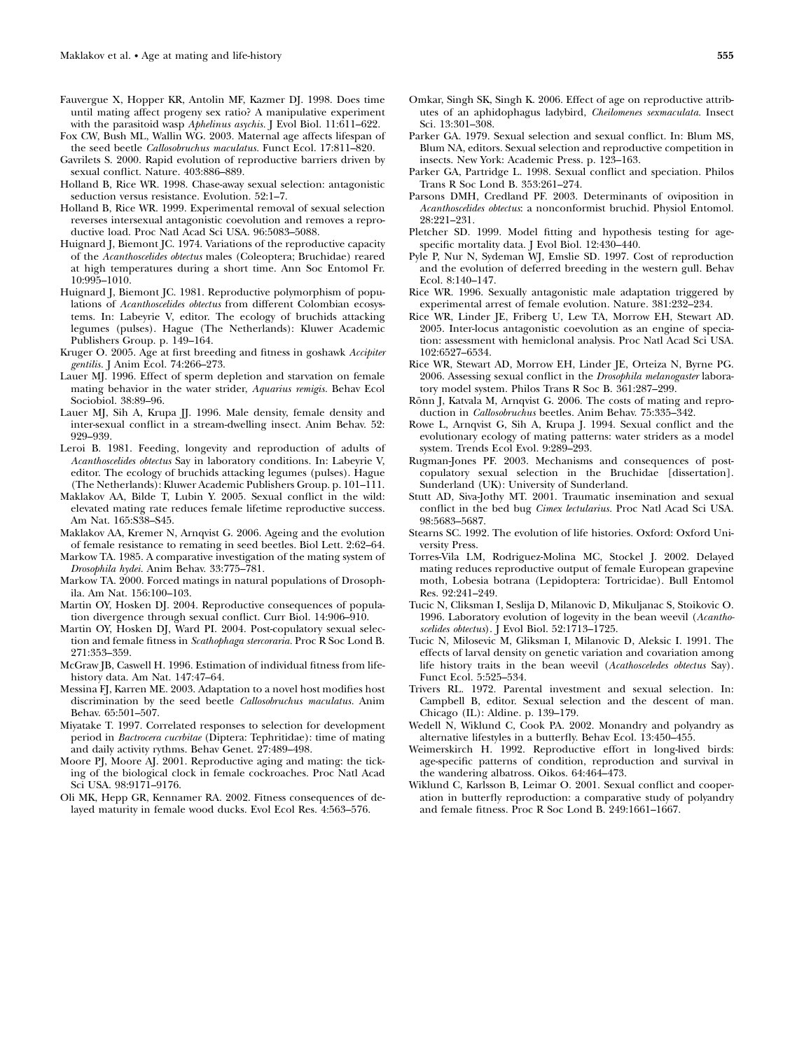Fauvergue X, Hopper KR, Antolin MF, Kazmer DJ. 1998. Does time until mating affect progeny sex ratio? A manipulative experiment with the parasitoid wasp *Aphelinus asychis*. J Evol Biol. 11:611–622.

Fox CW, Bush ML, Wallin WG. 2003. Maternal age affects lifespan of the seed beetle *Callosobruchus maculatus*. Funct Ecol. 17:811–820.

Gavrilets S. 2000. Rapid evolution of reproductive barriers driven by sexual conflict. Nature. 403:886–889.

Holland B, Rice WR. 1998. Chase-away sexual selection: antagonistic seduction versus resistance. Evolution. 52:1–7.

Holland B, Rice WR. 1999. Experimental removal of sexual selection reverses intersexual antagonistic coevolution and removes a reproductive load. Proc Natl Acad Sci USA. 96:5083–5088.

Huignard J, Biemont JC. 1974. Variations of the reproductive capacity of the *Acanthoscelides obtectus* males (Coleoptera; Bruchidae) reared at high temperatures during a short time. Ann Soc Entomol Fr. 10:995–1010.

Huignard J, Biemont JC. 1981. Reproductive polymorphism of populations of *Acanthoscelides obtectus* from different Colombian ecosystems. In: Labeyrie V, editor. The ecology of bruchids attacking legumes (pulses). Hague (The Netherlands): Kluwer Academic Publishers Group. p. 149–164.

Kruger O. 2005. Age at first breeding and fitness in goshawk *Accipiter gentilis*. J Anim Ecol. 74:266–273.

Lauer MJ. 1996. Effect of sperm depletion and starvation on female mating behavior in the water strider, *Aquarius remigis*. Behav Ecol Sociobiol. 38:89–96.

Lauer MJ, Sih A, Krupa JJ. 1996. Male density, female density and inter-sexual conflict in a stream-dwelling insect. Anim Behav. 52: 929–939.

Leroi B. 1981. Feeding, longevity and reproduction of adults of *Acanthoscelides obtectus* Say in laboratory conditions. In: Labeyrie V, editor. The ecology of bruchids attacking legumes (pulses). Hague (The Netherlands): Kluwer Academic Publishers Group. p. 101–111.

Maklakov AA, Bilde T, Lubin Y. 2005. Sexual conflict in the wild: elevated mating rate reduces female lifetime reproductive success. Am Nat. 165:S38–S45.

Maklakov AA, Kremer N, Arnqvist G. 2006. Ageing and the evolution of female resistance to remating in seed beetles. Biol Lett. 2:62–64.

Markow TA. 1985. A comparative investigation of the mating system of *Drosophila hydei*. Anim Behav. 33:775–781.

Markow TA. 2000. Forced matings in natural populations of Drosophila. Am Nat. 156:100–103.

Martin OY, Hosken DJ. 2004. Reproductive consequences of population divergence through sexual conflict. Curr Biol. 14:906–910.

Martin OY, Hosken DJ, Ward PI. 2004. Post-copulatory sexual selection and female fitness in *Scathophaga stercoraria*. Proc R Soc Lond B. 271:353–359.

McGraw JB, Caswell H. 1996. Estimation of individual fitness from life-history data. Am Nat. 147:47–64.

Messina FJ, Karren ME. 2003. Adaptation to a novel host modifies host discrimination by the seed beetle *Callosobruchus maculatus*. Anim Behav. 65:501–507.

Miyatake T. 1997. Correlated responses to selection for development period in *Bactrocera cucrbitae* (Diptera: Tephritidae): time of mating and daily activity rythms. Behav Genet. 27:489–498.

Moore PJ, Moore AJ. 2001. Reproductive aging and mating: the ticking of the biological clock in female cockroaches. Proc Natl Acad Sci USA. 98:9171–9176.

Oli MK, Hepp GR, Kennamer RA. 2002. Fitness consequences of delayed maturity in female wood ducks. Evol Ecol Res. 4:563–576.

Omkar, Singh SK, Singh K. 2006. Effect of age on reproductive attributes of an aphidophagus ladybird, *Cheilomenes sexmaculata*. Insect Sci. 13:301–308.

Parker GA. 1979. Sexual selection and sexual conflict. In: Blum MS, Blum NA, editors. Sexual selection and reproductive competition in insects. New York: Academic Press. p. 123–163.

Parker GA, Partridge L. 1998. Sexual conflict and speciation. Philos Trans R Soc Lond B. 353:261–274.

Parsons DMH, Credland PF. 2003. Determinants of oviposition in *Acanthoscelides obtectus*: a nonconformist bruchid. Physiol Entomol. 28:221–231.

Pletcher SD. 1999. Model fitting and hypothesis testing for age-specific mortality data. J Evol Biol. 12:430–440.

Pyle P, Nur N, Sydeman WJ, Emslie SD. 1997. Cost of reproduction and the evolution of deferred breeding in the western gull. Behav Ecol. 8:140–147.

Rice WR. 1996. Sexually antagonistic male adaptation triggered by experimental arrest of female evolution. Nature. 381:232–234.

Rice WR, Linder JE, Friberg U, Lew TA, Morrow EH, Stewart AD. 2005. Inter-locus antagonistic coevolution as an engine of speciation: assessment with hemiclonal analysis. Proc Natl Acad Sci USA. 102:6527–6534.

Rice WR, Stewart AD, Morrow EH, Linder JE, Orteiza N, Byrne PG. 2006. Assessing sexual conflict in the *Drosophila melanogaster* laboratory model system. Philos Trans R Soc B. 361:287–299.

Rönn J, Katvala M, Arnqvist G. 2006. The costs of mating and reproduction in *Callosobruchus* beetles. Anim Behav. 75:335–342.

Rowe L, Arnqvist G, Sih A, Krupa J. 1994. Sexual conflict and the evolutionary ecology of mating patterns: water striders as a model system. Trends Ecol Evol. 9:289–293.

Rugman-Jones PF. 2003. Mechanisms and consequences of post-copulatory sexual selection in the Bruchidae [dissertation]. Sunderland (UK): University of Sunderland.

Stutt AD, Siva-Jothy MT. 2001. Traumatic insemination and sexual conflict in the bed bug *Cimex lectularius*. Proc Natl Acad Sci USA. 98:5683–5687.

Stearns SC. 1992. The evolution of life histories. Oxford: Oxford University Press.

Torres-Vila LM, Rodriguez-Molina MC, Stockel J. 2002. Delayed mating reduces reproductive output of female European grapevine moth, Lobesia botrana (Lepidoptera: Tortricidae). Bull Entomol Res. 92:241–249.

Tucic N, Cliksman I, Seslija D, Milanovic D, Mikuljanac S, Stoikovic O. 1996. Laboratory evolution of logevity in the bean weevil (*Acanthoscelides obtectus*). J Evol Biol. 52:1713–1725.

Tucic N, Milosevic M, Gliksman I, Milanovic D, Aleksic I. 1991. The effects of larval density on genetic variation and covariation among life history traits in the bean weevil (*Acathosceledes obtectus* Say). Funct Ecol. 5:525–534.

Trivers RL. 1972. Parental investment and sexual selection. In: Campbell B, editor. Sexual selection and the descent of man. Chicago (IL): Aldine. p. 139–179.

Wedell N, Wiklund C, Cook PA. 2002. Monandry and polyandry as alternative lifestyles in a butterfly. Behav Ecol. 13:450–455.

Weimerskirch H. 1992. Reproductive effort in long-lived birds: age-specific patterns of condition, reproduction and survival in the wandering albatross. Oikos. 64:464–473.

Wiklund C, Karlsson B, Leimar O. 2001. Sexual conflict and cooperation in butterfly reproduction: a comparative study of polyandry and female fitness. Proc R Soc Lond B. 249:1661–1667.